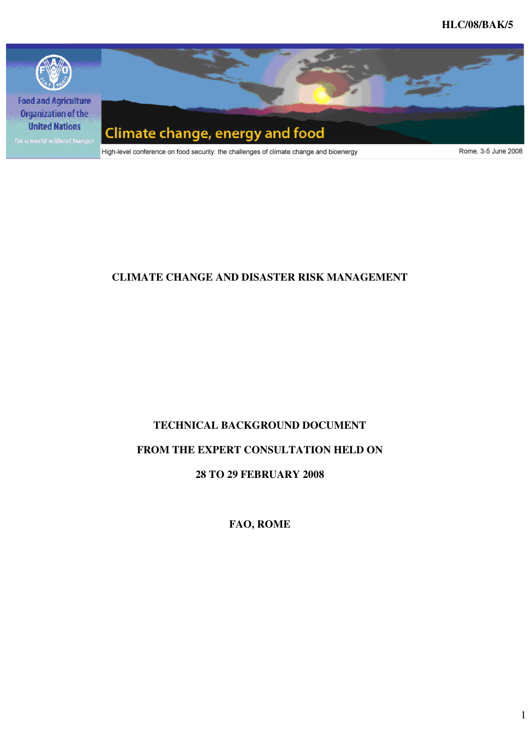HLC/08/BAK/5

Food and Agriculture Organization of the United Nations

*for a world without hunger*

Climate change, energy and food

High-level conference on food security: the challenges of climate change and bioenergy

Rome, 3-5 June 2008

# CLIMATE CHANGE AND DISASTER RISK MANAGEMENT

**TECHNICAL BACKGROUND DOCUMENT**

**FROM THE EXPERT CONSULTATION HELD ON**

**28 TO 29 FEBRUARY 2008**

**FAO, ROME**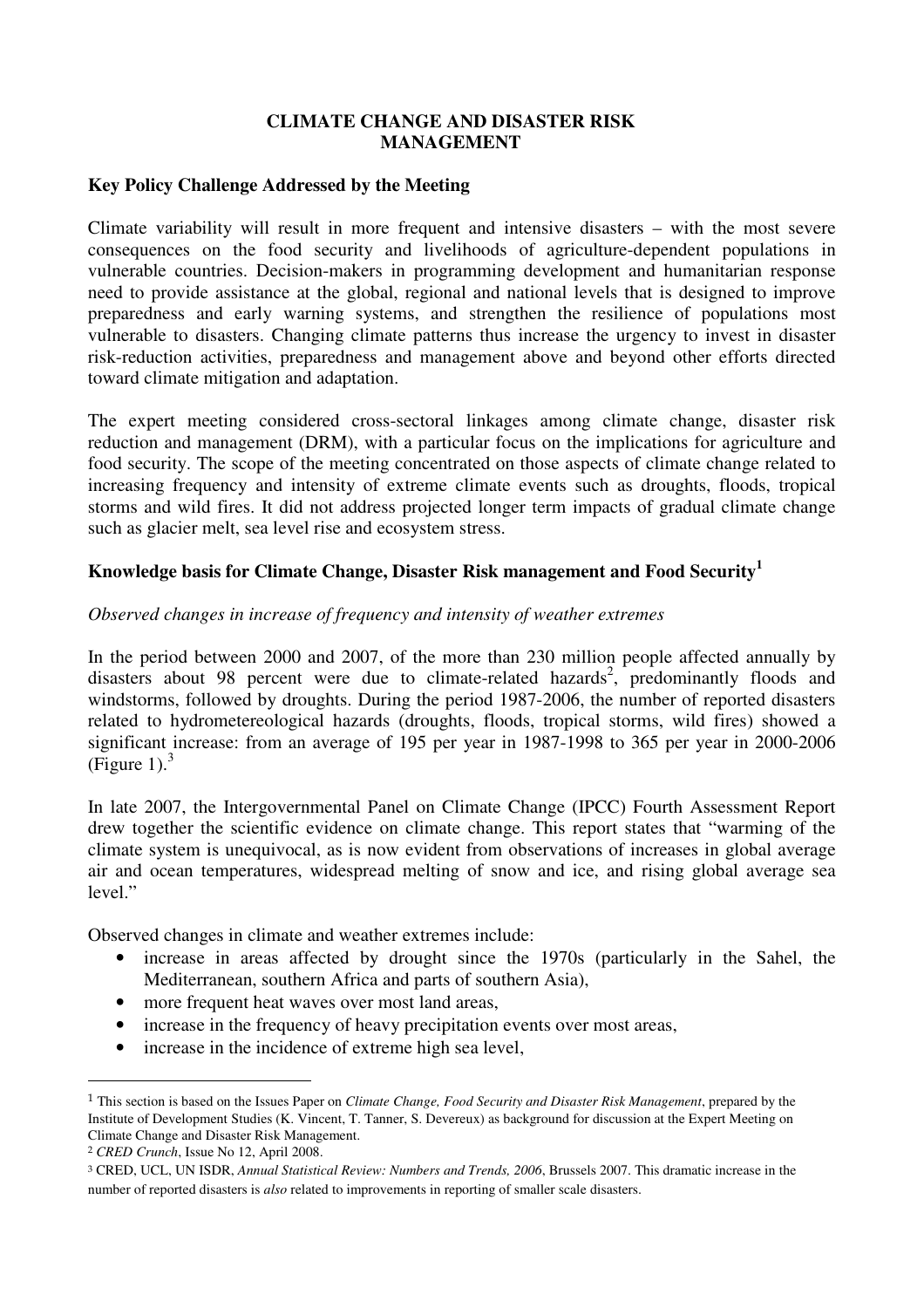# CLIMATE CHANGE AND DISASTER RISK MANAGEMENT

## Key Policy Challenge Addressed by the Meeting

Climate variability will result in more frequent and intensive disasters – with the most severe consequences on the food security and livelihoods of agriculture-dependent populations in vulnerable countries. Decision-makers in programming development and humanitarian response need to provide assistance at the global, regional and national levels that is designed to improve preparedness and early warning systems, and strengthen the resilience of populations most vulnerable to disasters. Changing climate patterns thus increase the urgency to invest in disaster risk-reduction activities, preparedness and management above and beyond other efforts directed toward climate mitigation and adaptation.

The expert meeting considered cross-sectoral linkages among climate change, disaster risk reduction and management (DRM), with a particular focus on the implications for agriculture and food security. The scope of the meeting concentrated on those aspects of climate change related to increasing frequency and intensity of extreme climate events such as droughts, floods, tropical storms and wild fires. It did not address projected longer term impacts of gradual climate change such as glacier melt, sea level rise and ecosystem stress.

## Knowledge basis for Climate Change, Disaster Risk management and Food Security[1]

*Observed changes in increase of frequency and intensity of weather extremes*

In the period between 2000 and 2007, of the more than 230 million people affected annually by disasters about 98 percent were due to climate-related hazards[2], predominantly floods and windstorms, followed by droughts. During the period 1987-2006, the number of reported disasters related to hydrometereological hazards (droughts, floods, tropical storms, wild fires) showed a significant increase: from an average of 195 per year in 1987-1998 to 365 per year in 2000-2006 (Figure 1).[3]

In late 2007, the Intergovernmental Panel on Climate Change (IPCC) Fourth Assessment Report drew together the scientific evidence on climate change. This report states that "warming of the climate system is unequivocal, as is now evident from observations of increases in global average air and ocean temperatures, widespread melting of snow and ice, and rising global average sea level."

Observed changes in climate and weather extremes include:

- increase in areas affected by drought since the 1970s (particularly in the Sahel, the Mediterranean, southern Africa and parts of southern Asia),
- more frequent heat waves over most land areas,
- increase in the frequency of heavy precipitation events over most areas,
- increase in the incidence of extreme high sea level,

---

[1] This section is based on the Issues Paper on *Climate Change, Food Security and Disaster Risk Management*, prepared by the Institute of Development Studies (K. Vincent, T. Tanner, S. Devereux) as background for discussion at the Expert Meeting on Climate Change and Disaster Risk Management.

[2] *CRED Crunch*, Issue No 12, April 2008.

[3] CRED, UCL, UN ISDR, *Annual Statistical Review: Numbers and Trends, 2006*, Brussels 2007. This dramatic increase in the number of reported disasters is *also* related to improvements in reporting of smaller scale disasters.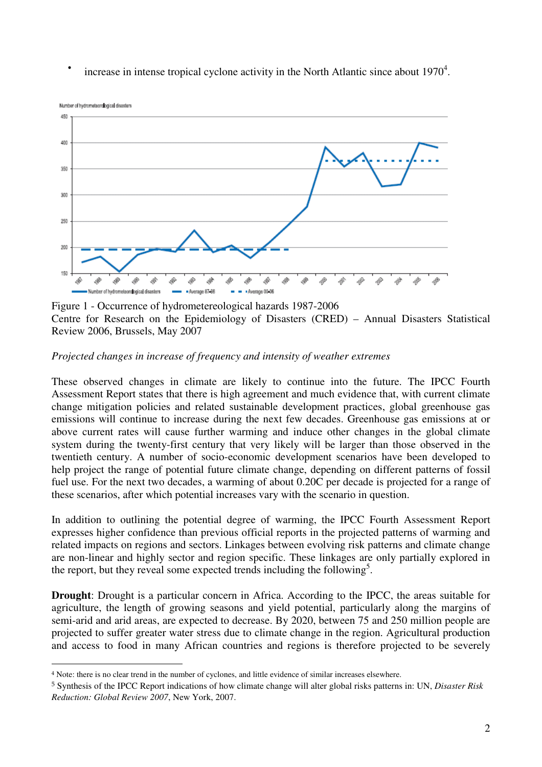- increase in intense tropical cyclone activity in the North Atlantic since about 1970[4].

Figure 1 - Occurrence of hydrometereological hazards 1987-2006
Centre for Research on the Epidemiology of Disasters (CRED) – Annual Disasters Statistical Review 2006, Brussels, May 2007

*Projected changes in increase of frequency and intensity of weather extremes*

These observed changes in climate are likely to continue into the future. The IPCC Fourth Assessment Report states that there is high agreement and much evidence that, with current climate change mitigation policies and related sustainable development practices, global greenhouse gas emissions will continue to increase during the next few decades. Greenhouse gas emissions at or above current rates will cause further warming and induce other changes in the global climate system during the twenty-first century that very likely will be larger than those observed in the twentieth century. A number of socio-economic development scenarios have been developed to help project the range of potential future climate change, depending on different patterns of fossil fuel use. For the next two decades, a warming of about 0.20C per decade is projected for a range of these scenarios, after which potential increases vary with the scenario in question.

In addition to outlining the potential degree of warming, the IPCC Fourth Assessment Report expresses higher confidence than previous official reports in the projected patterns of warming and related impacts on regions and sectors. Linkages between evolving risk patterns and climate change are non-linear and highly sector and region specific. These linkages are only partially explored in the report, but they reveal some expected trends including the following[5].

**Drought**: Drought is a particular concern in Africa. According to the IPCC, the areas suitable for agriculture, the length of growing seasons and yield potential, particularly along the margins of semi-arid and arid areas, are expected to decrease. By 2020, between 75 and 250 million people are projected to suffer greater water stress due to climate change in the region. Agricultural production and access to food in many African countries and regions is therefore projected to be severely

[4] Note: there is no clear trend in the number of cyclones, and little evidence of similar increases elsewhere.

[5] Synthesis of the IPCC Report indications of how climate change will alter global risks patterns in: UN, *Disaster Risk Reduction: Global Review 2007*, New York, 2007.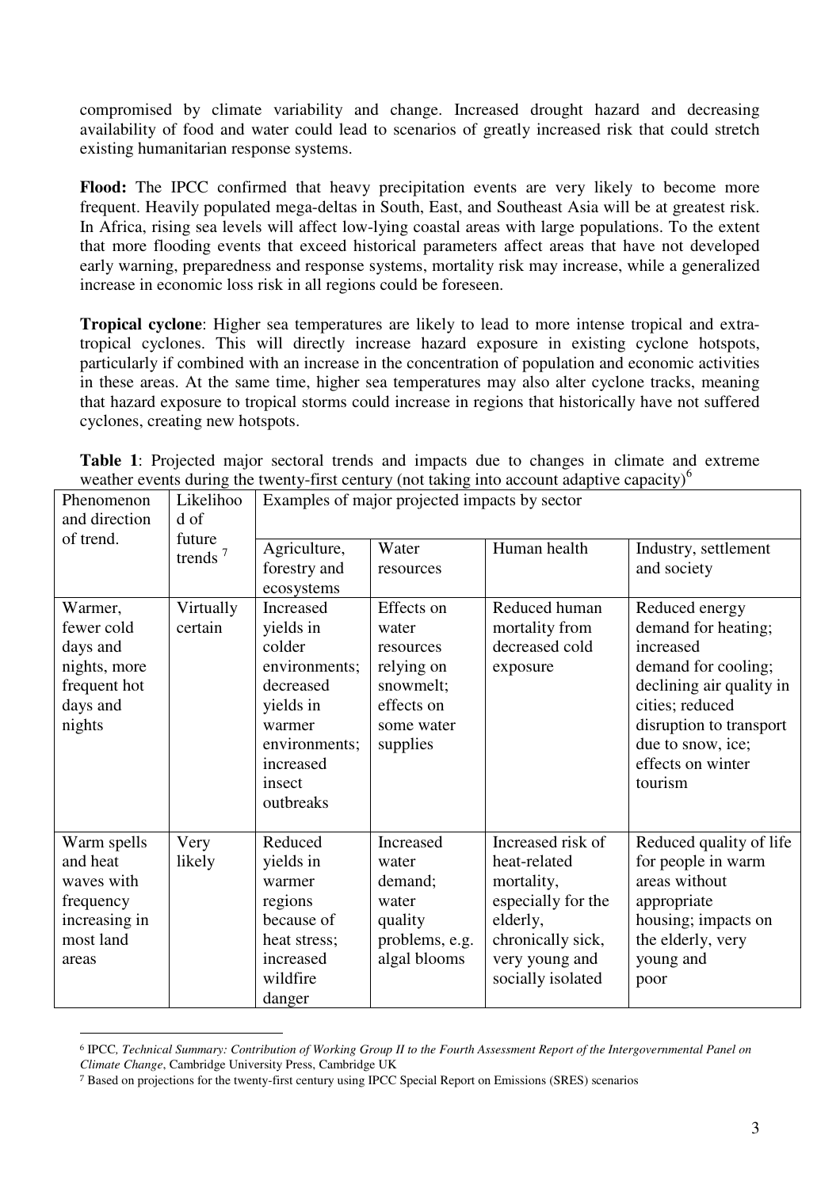compromised by climate variability and change. Increased drought hazard and decreasing availability of food and water could lead to scenarios of greatly increased risk that could stretch existing humanitarian response systems.

**Flood:** The IPCC confirmed that heavy precipitation events are very likely to become more frequent. Heavily populated mega-deltas in South, East, and Southeast Asia will be at greatest risk. In Africa, rising sea levels will affect low-lying coastal areas with large populations. To the extent that more flooding events that exceed historical parameters affect areas that have not developed early warning, preparedness and response systems, mortality risk may increase, while a generalized increase in economic loss risk in all regions could be foreseen.

**Tropical cyclone**: Higher sea temperatures are likely to lead to more intense tropical and extra-tropical cyclones. This will directly increase hazard exposure in existing cyclone hotspots, particularly if combined with an increase in the concentration of population and economic activities in these areas. At the same time, higher sea temperatures may also alter cyclone tracks, meaning that hazard exposure to tropical storms could increase in regions that historically have not suffered cyclones, creating new hotspots.

**Table 1**: Projected major sectoral trends and impacts due to changes in climate and extreme weather events during the twenty-first century (not taking into account adaptive capacity)[6]

| Phenomenon and direction of trend. | Likelihood of future trends [7] | Examples of major projected impacts by sector | | | |
|---|---|---|---|---|---|
| | | Agriculture, forestry and ecosystems | Water resources | Human health | Industry, settlement and society |
| Warmer, fewer cold days and nights, more frequent hot days and nights | Virtually certain | Increased yields in colder environments; decreased yields in warmer environments; increased insect outbreaks | Effects on water resources relying on snowmelt; effects on some water supplies | Reduced human mortality from decreased cold exposure | Reduced energy demand for heating; increased demand for cooling; declining air quality in cities; reduced disruption to transport due to snow, ice; effects on winter tourism |
| Warm spells and heat waves with frequency increasing in most land areas | Very likely | Reduced yields in warmer regions because of heat stress; increased wildfire danger | Increased water demand; water quality problems, e.g. algal blooms | Increased risk of heat-related mortality, especially for the elderly, chronically sick, very young and socially isolated | Reduced quality of life for people in warm areas without appropriate housing; impacts on the elderly, very young and poor |

[6] IPCC, *Technical Summary: Contribution of Working Group II to the Fourth Assessment Report of the Intergovernmental Panel on Climate Change*, Cambridge University Press, Cambridge UK

[7] Based on projections for the twenty-first century using IPCC Special Report on Emissions (SRES) scenarios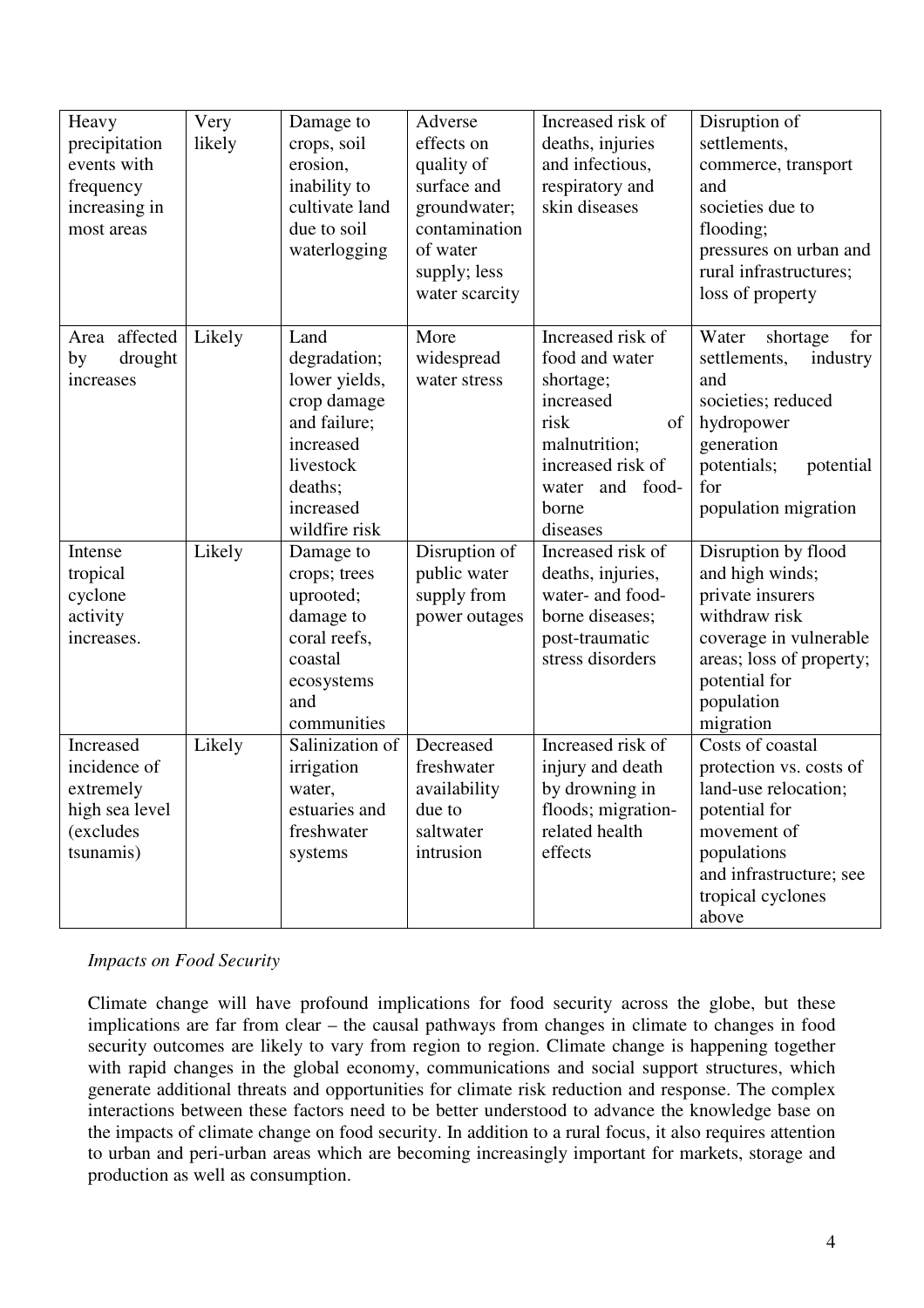| Heavy precipitation events with frequency increasing in most areas | Very likely | Damage to crops, soil erosion, inability to cultivate land due to soil waterlogging | Adverse effects on quality of surface and groundwater; contamination of water supply; less water scarcity | Increased risk of deaths, injuries and infectious, respiratory and skin diseases | Disruption of settlements, commerce, transport and societies due to flooding; pressures on urban and rural infrastructures; loss of property |
|---|---|---|---|---|---|
| Area affected by drought increases | Likely | Land degradation; lower yields, crop damage and failure; increased livestock deaths; increased wildfire risk | More widespread water stress | Increased risk of food and water shortage; increased risk of malnutrition; increased risk of water and food-borne diseases | Water shortage for settlements, industry and societies; reduced hydropower generation potentials; potential for population migration |
| Intense tropical cyclone activity increases. | Likely | Damage to crops; trees uprooted; damage to coral reefs, coastal ecosystems and communities | Disruption of public water supply from power outages | Increased risk of deaths, injuries, water- and food-borne diseases; post-traumatic stress disorders | Disruption by flood and high winds; private insurers withdraw risk coverage in vulnerable areas; loss of property; potential for population migration |
| Increased incidence of extremely high sea level (excludes tsunamis) | Likely | Salinization of irrigation water, estuaries and freshwater systems | Decreased freshwater availability due to saltwater intrusion | Increased risk of injury and death by drowning in floods; migration-related health effects | Costs of coastal protection vs. costs of land-use relocation; potential for movement of populations and infrastructure; see tropical cyclones above |

*Impacts on Food Security*

Climate change will have profound implications for food security across the globe, but these implications are far from clear – the causal pathways from changes in climate to changes in food security outcomes are likely to vary from region to region. Climate change is happening together with rapid changes in the global economy, communications and social support structures, which generate additional threats and opportunities for climate risk reduction and response. The complex interactions between these factors need to be better understood to advance the knowledge base on the impacts of climate change on food security. In addition to a rural focus, it also requires attention to urban and peri-urban areas which are becoming increasingly important for markets, storage and production as well as consumption.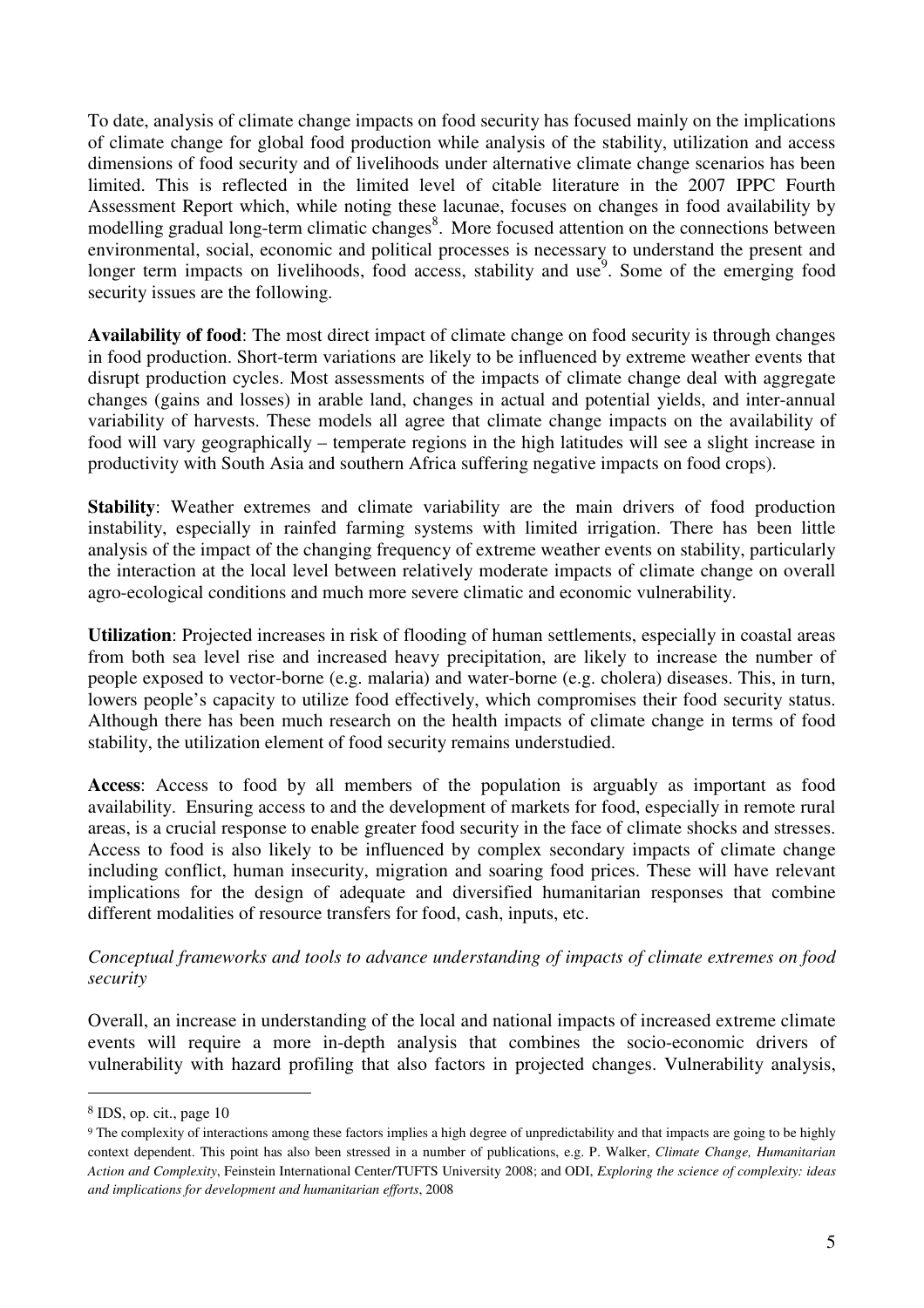To date, analysis of climate change impacts on food security has focused mainly on the implications of climate change for global food production while analysis of the stability, utilization and access dimensions of food security and of livelihoods under alternative climate change scenarios has been limited. This is reflected in the limited level of citable literature in the 2007 IPPC Fourth Assessment Report which, while noting these lacunae, focuses on changes in food availability by modelling gradual long-term climatic changes[8]. More focused attention on the connections between environmental, social, economic and political processes is necessary to understand the present and longer term impacts on livelihoods, food access, stability and use[9]. Some of the emerging food security issues are the following.

**Availability of food**: The most direct impact of climate change on food security is through changes in food production. Short-term variations are likely to be influenced by extreme weather events that disrupt production cycles. Most assessments of the impacts of climate change deal with aggregate changes (gains and losses) in arable land, changes in actual and potential yields, and inter-annual variability of harvests. These models all agree that climate change impacts on the availability of food will vary geographically – temperate regions in the high latitudes will see a slight increase in productivity with South Asia and southern Africa suffering negative impacts on food crops).

**Stability**: Weather extremes and climate variability are the main drivers of food production instability, especially in rainfed farming systems with limited irrigation. There has been little analysis of the impact of the changing frequency of extreme weather events on stability, particularly the interaction at the local level between relatively moderate impacts of climate change on overall agro-ecological conditions and much more severe climatic and economic vulnerability.

**Utilization**: Projected increases in risk of flooding of human settlements, especially in coastal areas from both sea level rise and increased heavy precipitation, are likely to increase the number of people exposed to vector-borne (e.g. malaria) and water-borne (e.g. cholera) diseases. This, in turn, lowers people's capacity to utilize food effectively, which compromises their food security status. Although there has been much research on the health impacts of climate change in terms of food stability, the utilization element of food security remains understudied.

**Access**: Access to food by all members of the population is arguably as important as food availability. Ensuring access to and the development of markets for food, especially in remote rural areas, is a crucial response to enable greater food security in the face of climate shocks and stresses. Access to food is also likely to be influenced by complex secondary impacts of climate change including conflict, human insecurity, migration and soaring food prices. These will have relevant implications for the design of adequate and diversified humanitarian responses that combine different modalities of resource transfers for food, cash, inputs, etc.

*Conceptual frameworks and tools to advance understanding of impacts of climate extremes on food security*

Overall, an increase in understanding of the local and national impacts of increased extreme climate events will require a more in-depth analysis that combines the socio-economic drivers of vulnerability with hazard profiling that also factors in projected changes. Vulnerability analysis,

---

[8] IDS, op. cit., page 10

[9] The complexity of interactions among these factors implies a high degree of unpredictability and that impacts are going to be highly context dependent. This point has also been stressed in a number of publications, e.g. P. Walker, *Climate Change, Humanitarian Action and Complexity*, Feinstein International Center/TUFTS University 2008; and ODI, *Exploring the science of complexity: ideas and implications for development and humanitarian efforts*, 2008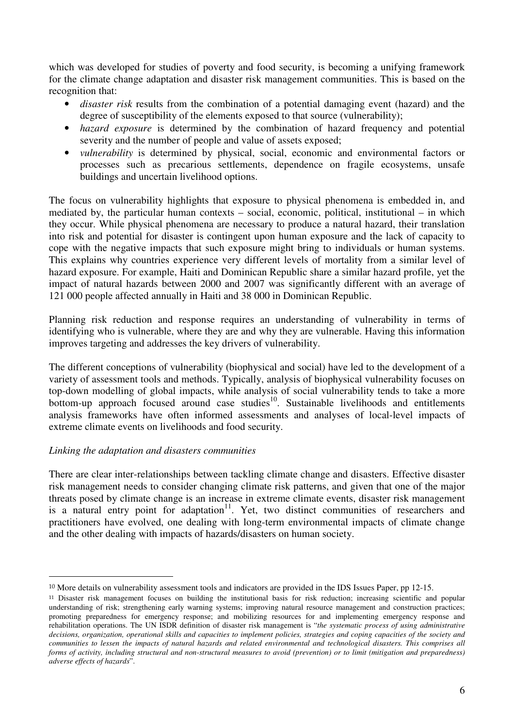which was developed for studies of poverty and food security, is becoming a unifying framework for the climate change adaptation and disaster risk management communities. This is based on the recognition that:

- *disaster risk* results from the combination of a potential damaging event (hazard) and the degree of susceptibility of the elements exposed to that source (vulnerability);
- *hazard exposure* is determined by the combination of hazard frequency and potential severity and the number of people and value of assets exposed;
- *vulnerability* is determined by physical, social, economic and environmental factors or processes such as precarious settlements, dependence on fragile ecosystems, unsafe buildings and uncertain livelihood options.

The focus on vulnerability highlights that exposure to physical phenomena is embedded in, and mediated by, the particular human contexts – social, economic, political, institutional – in which they occur. While physical phenomena are necessary to produce a natural hazard, their translation into risk and potential for disaster is contingent upon human exposure and the lack of capacity to cope with the negative impacts that such exposure might bring to individuals or human systems. This explains why countries experience very different levels of mortality from a similar level of hazard exposure. For example, Haiti and Dominican Republic share a similar hazard profile, yet the impact of natural hazards between 2000 and 2007 was significantly different with an average of 121 000 people affected annually in Haiti and 38 000 in Dominican Republic.

Planning risk reduction and response requires an understanding of vulnerability in terms of identifying who is vulnerable, where they are and why they are vulnerable. Having this information improves targeting and addresses the key drivers of vulnerability.

The different conceptions of vulnerability (biophysical and social) have led to the development of a variety of assessment tools and methods. Typically, analysis of biophysical vulnerability focuses on top-down modelling of global impacts, while analysis of social vulnerability tends to take a more bottom-up approach focused around case studies[10]. Sustainable livelihoods and entitlements analysis frameworks have often informed assessments and analyses of local-level impacts of extreme climate events on livelihoods and food security.

*Linking the adaptation and disasters communities*

There are clear inter-relationships between tackling climate change and disasters. Effective disaster risk management needs to consider changing climate risk patterns, and given that one of the major threats posed by climate change is an increase in extreme climate events, disaster risk management is a natural entry point for adaptation[11]. Yet, two distinct communities of researchers and practitioners have evolved, one dealing with long-term environmental impacts of climate change and the other dealing with impacts of hazards/disasters on human society.

---

[10] More details on vulnerability assessment tools and indicators are provided in the IDS Issues Paper, pp 12-15.

[11] Disaster risk management focuses on building the institutional basis for risk reduction; increasing scientific and popular understanding of risk; strengthening early warning systems; improving natural resource management and construction practices; promoting preparedness for emergency response; and mobilizing resources for and implementing emergency response and rehabilitation operations. The UN ISDR definition of disaster risk management is "*the systematic process of using administrative decisions, organization, operational skills and capacities to implement policies, strategies and coping capacities of the society and communities to lessen the impacts of natural hazards and related environmental and technological disasters. This comprises all forms of activity, including structural and non-structural measures to avoid (prevention) or to limit (mitigation and preparedness) adverse effects of hazards*".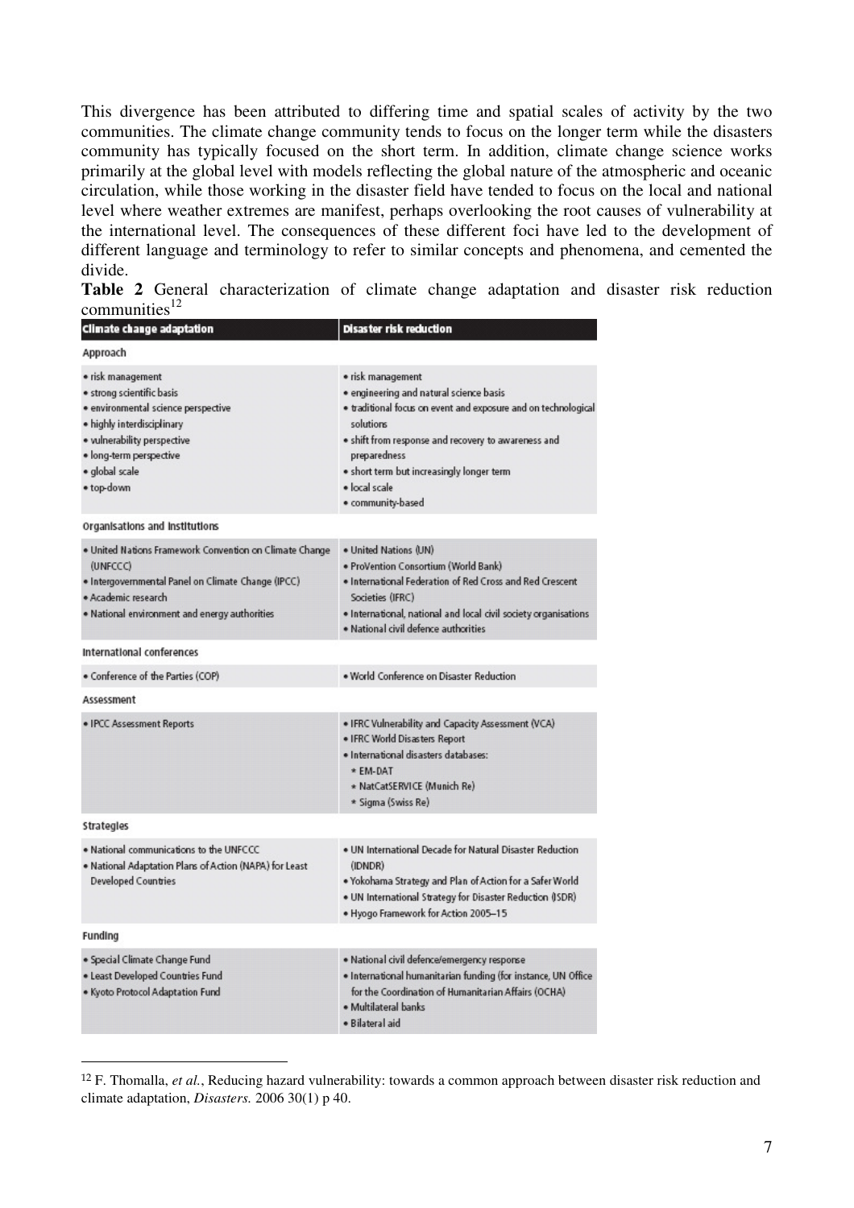This divergence has been attributed to differing time and spatial scales of activity by the two communities. The climate change community tends to focus on the longer term while the disasters community has typically focused on the short term. In addition, climate change science works primarily at the global level with models reflecting the global nature of the atmospheric and oceanic circulation, while those working in the disaster field have tended to focus on the local and national level where weather extremes are manifest, perhaps overlooking the root causes of vulnerability at the international level. The consequences of these different foci have led to the development of different language and terminology to refer to similar concepts and phenomena, and cemented the divide.

**Table 2** General characterization of climate change adaptation and disaster risk reduction communities[12]

| Climate change adaptation | Disaster risk reduction |
|---|---|
| **Approach** | |
| • risk management<br>• strong scientific basis<br>• environmental science perspective<br>• highly interdisciplinary<br>• vulnerability perspective<br>• long-term perspective<br>• global scale<br>• top-down | • risk management<br>• engineering and natural science basis<br>• traditional focus on event and exposure and on technological solutions<br>• shift from response and recovery to awareness and preparedness<br>• short term but increasingly longer term<br>• local scale<br>• community-based |
| **Organisations and Institutions** | |
| • United Nations Framework Convention on Climate Change (UNFCCC)<br>• Intergovernmental Panel on Climate Change (IPCC)<br>• Academic research<br>• National environment and energy authorities | • United Nations (UN)<br>• ProVention Consortium (World Bank)<br>• International Federation of Red Cross and Red Crescent Societies (IFRC)<br>• International, national and local civil society organisations<br>• National civil defence authorities |
| **International conferences** | |
| • Conference of the Parties (COP) | • World Conference on Disaster Reduction |
| **Assessment** | |
| • IPCC Assessment Reports | • IFRC Vulnerability and Capacity Assessment (VCA)<br>• IFRC World Disasters Report<br>• International disasters databases:<br>  * EM-DAT<br>  * NatCatSERVICE (Munich Re)<br>  * Sigma (Swiss Re) |
| **Strategies** | |
| • National communications to the UNFCCC<br>• National Adaptation Plans of Action (NAPA) for Least Developed Countries | • UN International Decade for Natural Disaster Reduction (IDNDR)<br>• Yokohama Strategy and Plan of Action for a Safer World<br>• UN International Strategy for Disaster Reduction (ISDR)<br>• Hyogo Framework for Action 2005–15 |
| **Funding** | |
| • Special Climate Change Fund<br>• Least Developed Countries Fund<br>• Kyoto Protocol Adaptation Fund | • National civil defence/emergency response<br>• International humanitarian funding (for instance, UN Office for the Coordination of Humanitarian Affairs (OCHA)<br>• Multilateral banks<br>• Bilateral aid |

[12] F. Thomalla, *et al.*, Reducing hazard vulnerability: towards a common approach between disaster risk reduction and climate adaptation, *Disasters.* 2006 30(1) p 40.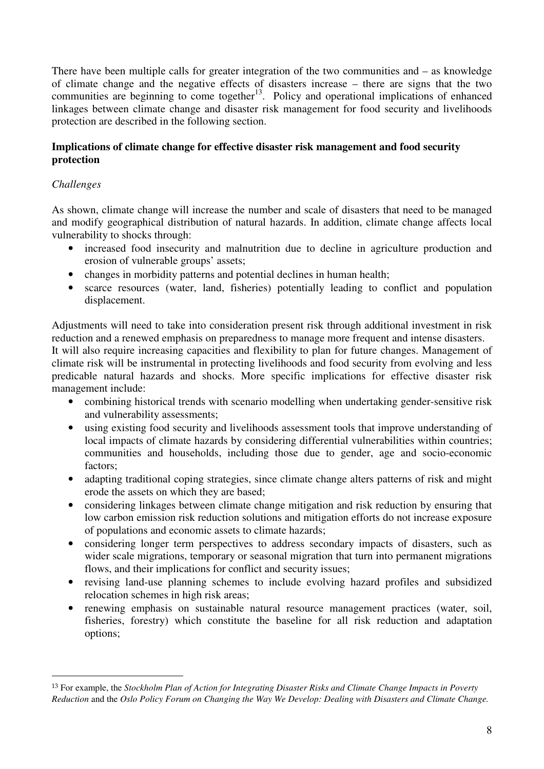There have been multiple calls for greater integration of the two communities and – as knowledge of climate change and the negative effects of disasters increase – there are signs that the two communities are beginning to come together[13]. Policy and operational implications of enhanced linkages between climate change and disaster risk management for food security and livelihoods protection are described in the following section.

**Implications of climate change for effective disaster risk management and food security protection**

*Challenges*

As shown, climate change will increase the number and scale of disasters that need to be managed and modify geographical distribution of natural hazards. In addition, climate change affects local vulnerability to shocks through:

- increased food insecurity and malnutrition due to decline in agriculture production and erosion of vulnerable groups' assets;
- changes in morbidity patterns and potential declines in human health;
- scarce resources (water, land, fisheries) potentially leading to conflict and population displacement.

Adjustments will need to take into consideration present risk through additional investment in risk reduction and a renewed emphasis on preparedness to manage more frequent and intense disasters. It will also require increasing capacities and flexibility to plan for future changes. Management of climate risk will be instrumental in protecting livelihoods and food security from evolving and less predicable natural hazards and shocks. More specific implications for effective disaster risk management include:

- combining historical trends with scenario modelling when undertaking gender-sensitive risk and vulnerability assessments;
- using existing food security and livelihoods assessment tools that improve understanding of local impacts of climate hazards by considering differential vulnerabilities within countries; communities and households, including those due to gender, age and socio-economic factors;
- adapting traditional coping strategies, since climate change alters patterns of risk and might erode the assets on which they are based;
- considering linkages between climate change mitigation and risk reduction by ensuring that low carbon emission risk reduction solutions and mitigation efforts do not increase exposure of populations and economic assets to climate hazards;
- considering longer term perspectives to address secondary impacts of disasters, such as wider scale migrations, temporary or seasonal migration that turn into permanent migrations flows, and their implications for conflict and security issues;
- revising land-use planning schemes to include evolving hazard profiles and subsidized relocation schemes in high risk areas;
- renewing emphasis on sustainable natural resource management practices (water, soil, fisheries, forestry) which constitute the baseline for all risk reduction and adaptation options;

[13] For example, the *Stockholm Plan of Action for Integrating Disaster Risks and Climate Change Impacts in Poverty Reduction* and the *Oslo Policy Forum on Changing the Way We Develop: Dealing with Disasters and Climate Change.*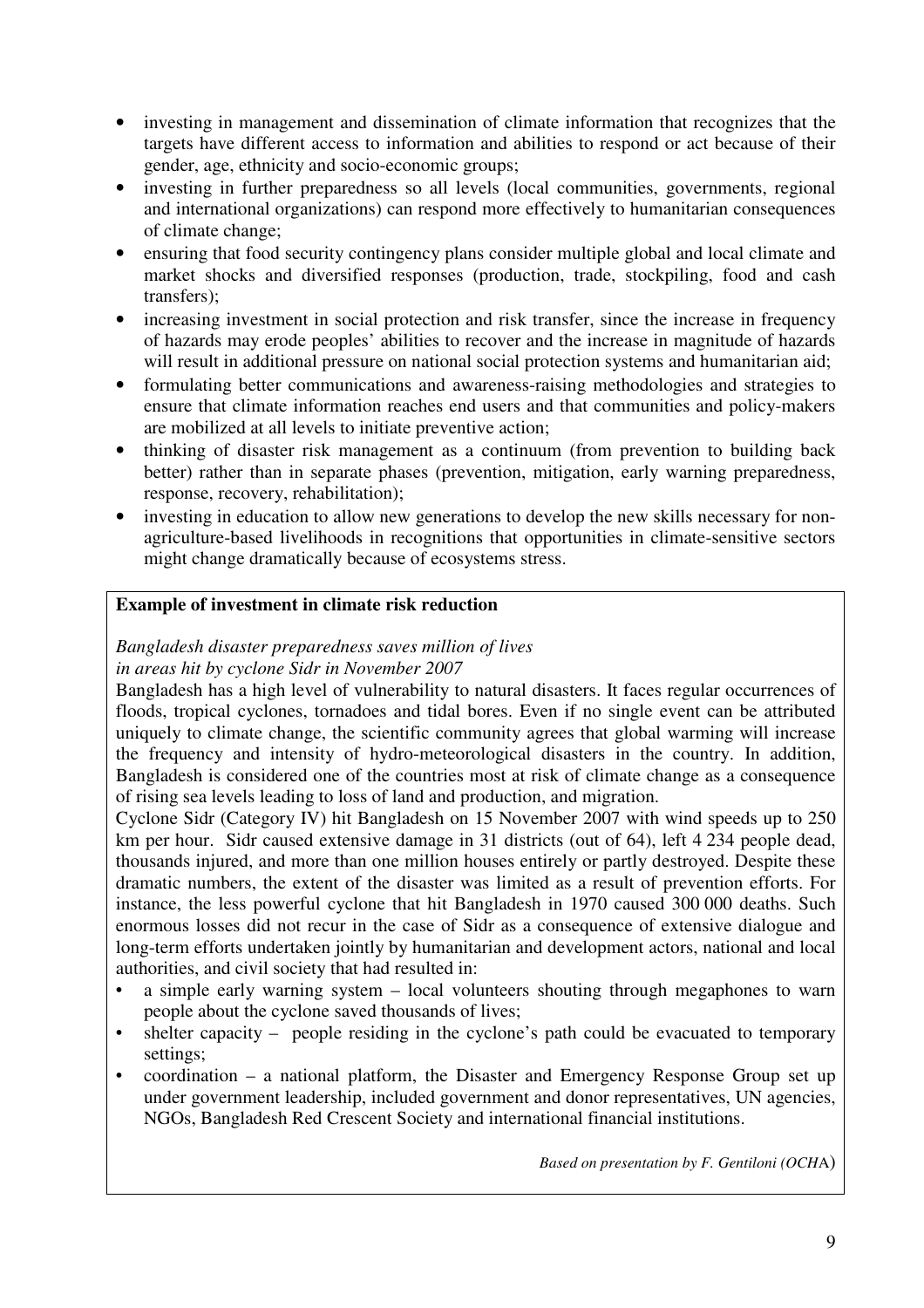- investing in management and dissemination of climate information that recognizes that the targets have different access to information and abilities to respond or act because of their gender, age, ethnicity and socio-economic groups;
- investing in further preparedness so all levels (local communities, governments, regional and international organizations) can respond more effectively to humanitarian consequences of climate change;
- ensuring that food security contingency plans consider multiple global and local climate and market shocks and diversified responses (production, trade, stockpiling, food and cash transfers);
- increasing investment in social protection and risk transfer, since the increase in frequency of hazards may erode peoples' abilities to recover and the increase in magnitude of hazards will result in additional pressure on national social protection systems and humanitarian aid;
- formulating better communications and awareness-raising methodologies and strategies to ensure that climate information reaches end users and that communities and policy-makers are mobilized at all levels to initiate preventive action;
- thinking of disaster risk management as a continuum (from prevention to building back better) rather than in separate phases (prevention, mitigation, early warning preparedness, response, recovery, rehabilitation);
- investing in education to allow new generations to develop the new skills necessary for non-agriculture-based livelihoods in recognitions that opportunities in climate-sensitive sectors might change dramatically because of ecosystems stress.

**Example of investment in climate risk reduction**

*Bangladesh disaster preparedness saves million of lives*
*in areas hit by cyclone Sidr in November 2007*

Bangladesh has a high level of vulnerability to natural disasters. It faces regular occurrences of floods, tropical cyclones, tornadoes and tidal bores. Even if no single event can be attributed uniquely to climate change, the scientific community agrees that global warming will increase the frequency and intensity of hydro-meteorological disasters in the country. In addition, Bangladesh is considered one of the countries most at risk of climate change as a consequence of rising sea levels leading to loss of land and production, and migration.

Cyclone Sidr (Category IV) hit Bangladesh on 15 November 2007 with wind speeds up to 250 km per hour. Sidr caused extensive damage in 31 districts (out of 64), left 4 234 people dead, thousands injured, and more than one million houses entirely or partly destroyed. Despite these dramatic numbers, the extent of the disaster was limited as a result of prevention efforts. For instance, the less powerful cyclone that hit Bangladesh in 1970 caused 300 000 deaths. Such enormous losses did not recur in the case of Sidr as a consequence of extensive dialogue and long-term efforts undertaken jointly by humanitarian and development actors, national and local authorities, and civil society that had resulted in:

- a simple early warning system – local volunteers shouting through megaphones to warn people about the cyclone saved thousands of lives;
- shelter capacity – people residing in the cyclone's path could be evacuated to temporary settings;
- coordination – a national platform, the Disaster and Emergency Response Group set up under government leadership, included government and donor representatives, UN agencies, NGOs, Bangladesh Red Crescent Society and international financial institutions.

*Based on presentation by F. Gentiloni (OCHA)*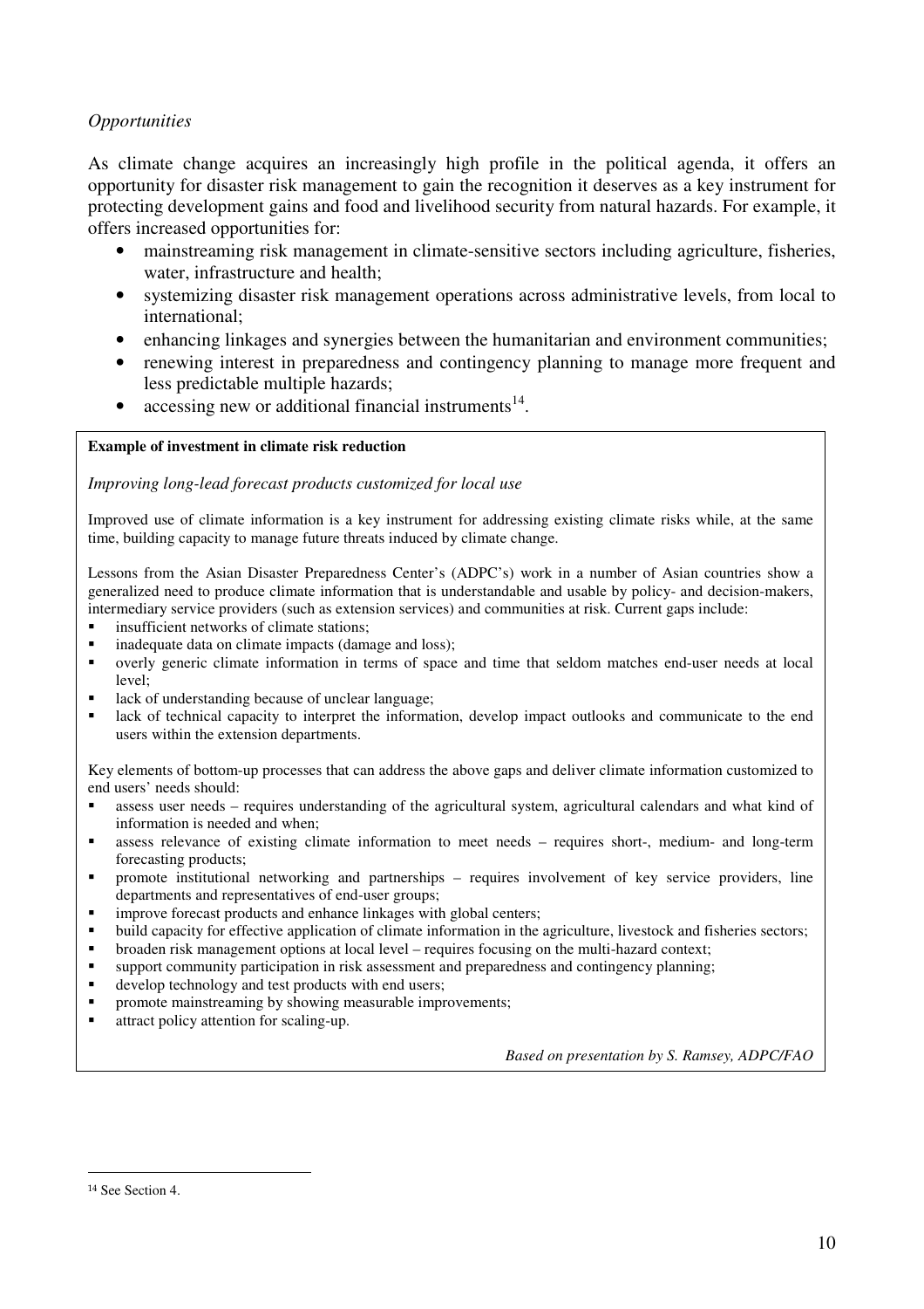*Opportunities*

As climate change acquires an increasingly high profile in the political agenda, it offers an opportunity for disaster risk management to gain the recognition it deserves as a key instrument for protecting development gains and food and livelihood security from natural hazards. For example, it offers increased opportunities for:

- mainstreaming risk management in climate-sensitive sectors including agriculture, fisheries, water, infrastructure and health;
- systemizing disaster risk management operations across administrative levels, from local to international;
- enhancing linkages and synergies between the humanitarian and environment communities;
- renewing interest in preparedness and contingency planning to manage more frequent and less predictable multiple hazards;
- accessing new or additional financial instruments[14].

**Example of investment in climate risk reduction**

*Improving long-lead forecast products customized for local use*

Improved use of climate information is a key instrument for addressing existing climate risks while, at the same time, building capacity to manage future threats induced by climate change.

Lessons from the Asian Disaster Preparedness Center's (ADPC's) work in a number of Asian countries show a generalized need to produce climate information that is understandable and usable by policy- and decision-makers, intermediary service providers (such as extension services) and communities at risk. Current gaps include:

- insufficient networks of climate stations;
- inadequate data on climate impacts (damage and loss);
- overly generic climate information in terms of space and time that seldom matches end-user needs at local level;
- lack of understanding because of unclear language;
- lack of technical capacity to interpret the information, develop impact outlooks and communicate to the end users within the extension departments.

Key elements of bottom-up processes that can address the above gaps and deliver climate information customized to end users' needs should:

- assess user needs – requires understanding of the agricultural system, agricultural calendars and what kind of information is needed and when;
- assess relevance of existing climate information to meet needs – requires short-, medium- and long-term forecasting products;
- promote institutional networking and partnerships – requires involvement of key service providers, line departments and representatives of end-user groups;
- improve forecast products and enhance linkages with global centers;
- build capacity for effective application of climate information in the agriculture, livestock and fisheries sectors;
- broaden risk management options at local level – requires focusing on the multi-hazard context;
- support community participation in risk assessment and preparedness and contingency planning;
- develop technology and test products with end users;
- promote mainstreaming by showing measurable improvements;
- attract policy attention for scaling-up.

*Based on presentation by S. Ramsey, ADPC/FAO*

[14] See Section 4.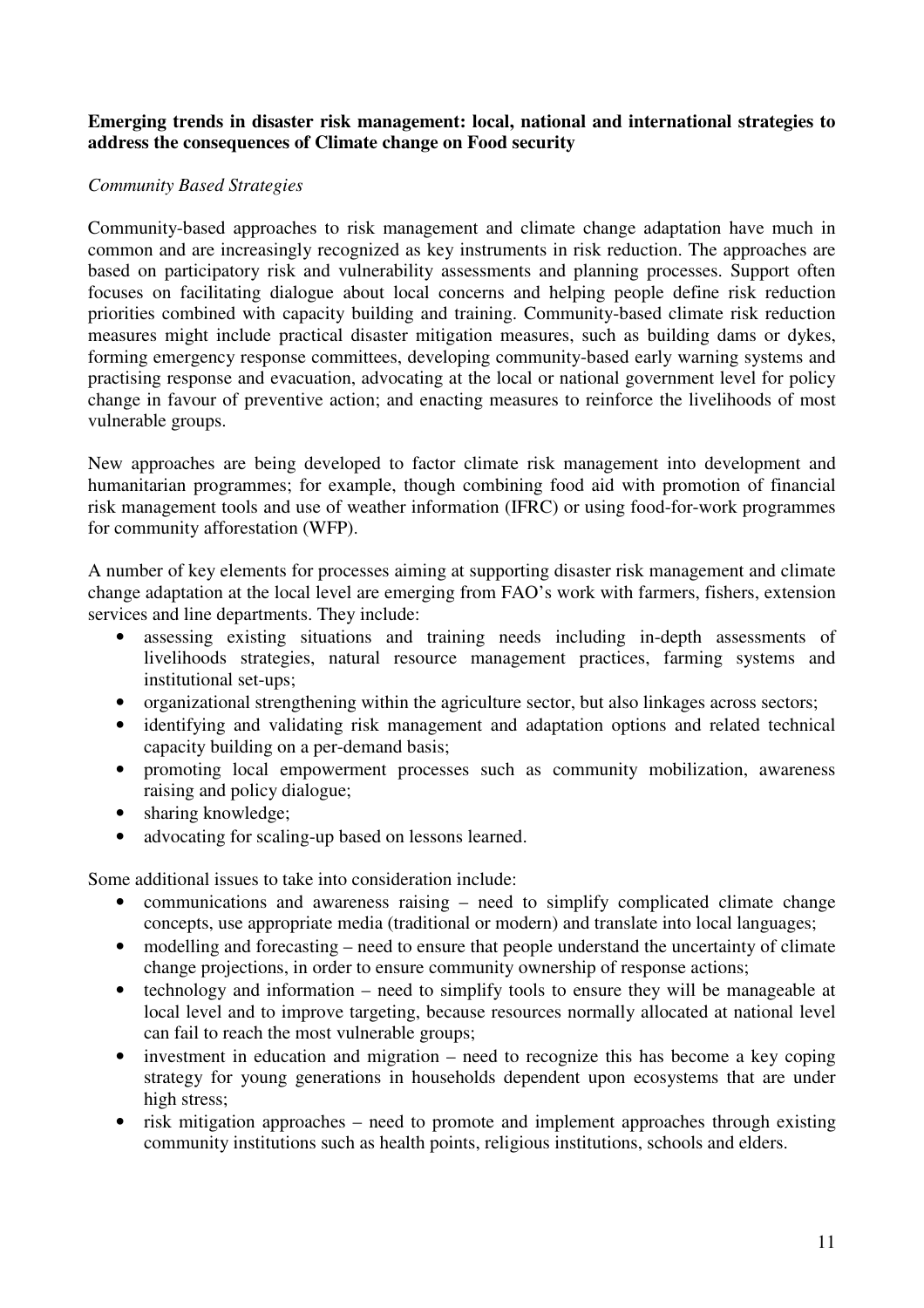**Emerging trends in disaster risk management: local, national and international strategies to address the consequences of Climate change on Food security**

*Community Based Strategies*

Community-based approaches to risk management and climate change adaptation have much in common and are increasingly recognized as key instruments in risk reduction. The approaches are based on participatory risk and vulnerability assessments and planning processes. Support often focuses on facilitating dialogue about local concerns and helping people define risk reduction priorities combined with capacity building and training. Community-based climate risk reduction measures might include practical disaster mitigation measures, such as building dams or dykes, forming emergency response committees, developing community-based early warning systems and practising response and evacuation, advocating at the local or national government level for policy change in favour of preventive action; and enacting measures to reinforce the livelihoods of most vulnerable groups.

New approaches are being developed to factor climate risk management into development and humanitarian programmes; for example, though combining food aid with promotion of financial risk management tools and use of weather information (IFRC) or using food-for-work programmes for community afforestation (WFP).

A number of key elements for processes aiming at supporting disaster risk management and climate change adaptation at the local level are emerging from FAO's work with farmers, fishers, extension services and line departments. They include:

- assessing existing situations and training needs including in-depth assessments of livelihoods strategies, natural resource management practices, farming systems and institutional set-ups;
- organizational strengthening within the agriculture sector, but also linkages across sectors;
- identifying and validating risk management and adaptation options and related technical capacity building on a per-demand basis;
- promoting local empowerment processes such as community mobilization, awareness raising and policy dialogue;
- sharing knowledge;
- advocating for scaling-up based on lessons learned.

Some additional issues to take into consideration include:

- communications and awareness raising – need to simplify complicated climate change concepts, use appropriate media (traditional or modern) and translate into local languages;
- modelling and forecasting – need to ensure that people understand the uncertainty of climate change projections, in order to ensure community ownership of response actions;
- technology and information – need to simplify tools to ensure they will be manageable at local level and to improve targeting, because resources normally allocated at national level can fail to reach the most vulnerable groups;
- investment in education and migration – need to recognize this has become a key coping strategy for young generations in households dependent upon ecosystems that are under high stress;
- risk mitigation approaches – need to promote and implement approaches through existing community institutions such as health points, religious institutions, schools and elders.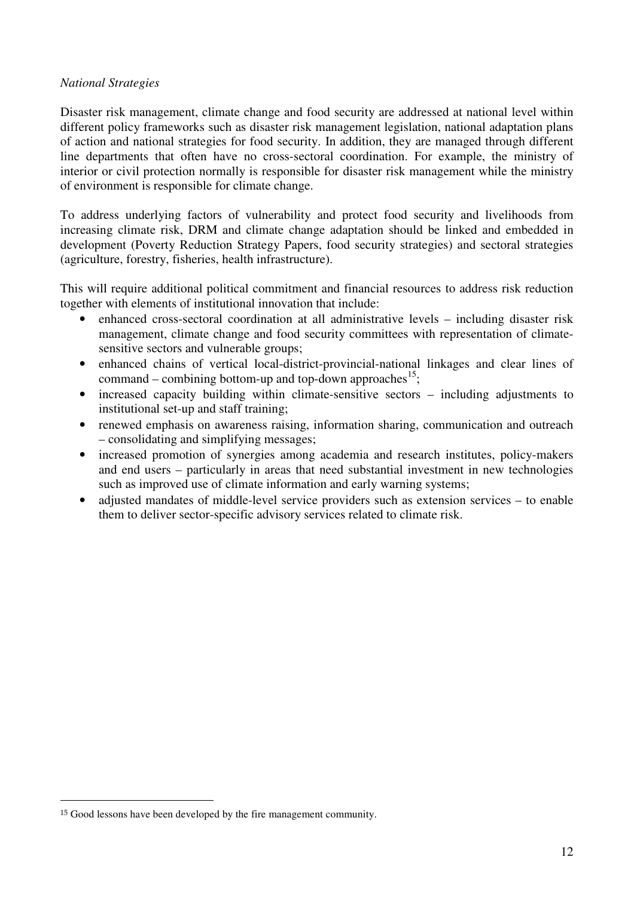*National Strategies*

Disaster risk management, climate change and food security are addressed at national level within different policy frameworks such as disaster risk management legislation, national adaptation plans of action and national strategies for food security. In addition, they are managed through different line departments that often have no cross-sectoral coordination. For example, the ministry of interior or civil protection normally is responsible for disaster risk management while the ministry of environment is responsible for climate change.

To address underlying factors of vulnerability and protect food security and livelihoods from increasing climate risk, DRM and climate change adaptation should be linked and embedded in development (Poverty Reduction Strategy Papers, food security strategies) and sectoral strategies (agriculture, forestry, fisheries, health infrastructure).

This will require additional political commitment and financial resources to address risk reduction together with elements of institutional innovation that include:

- enhanced cross-sectoral coordination at all administrative levels – including disaster risk management, climate change and food security committees with representation of climate-sensitive sectors and vulnerable groups;
- enhanced chains of vertical local-district-provincial-national linkages and clear lines of command – combining bottom-up and top-down approaches[15];
- increased capacity building within climate-sensitive sectors – including adjustments to institutional set-up and staff training;
- renewed emphasis on awareness raising, information sharing, communication and outreach – consolidating and simplifying messages;
- increased promotion of synergies among academia and research institutes, policy-makers and end users – particularly in areas that need substantial investment in new technologies such as improved use of climate information and early warning systems;
- adjusted mandates of middle-level service providers such as extension services – to enable them to deliver sector-specific advisory services related to climate risk.

---

[15] Good lessons have been developed by the fire management community.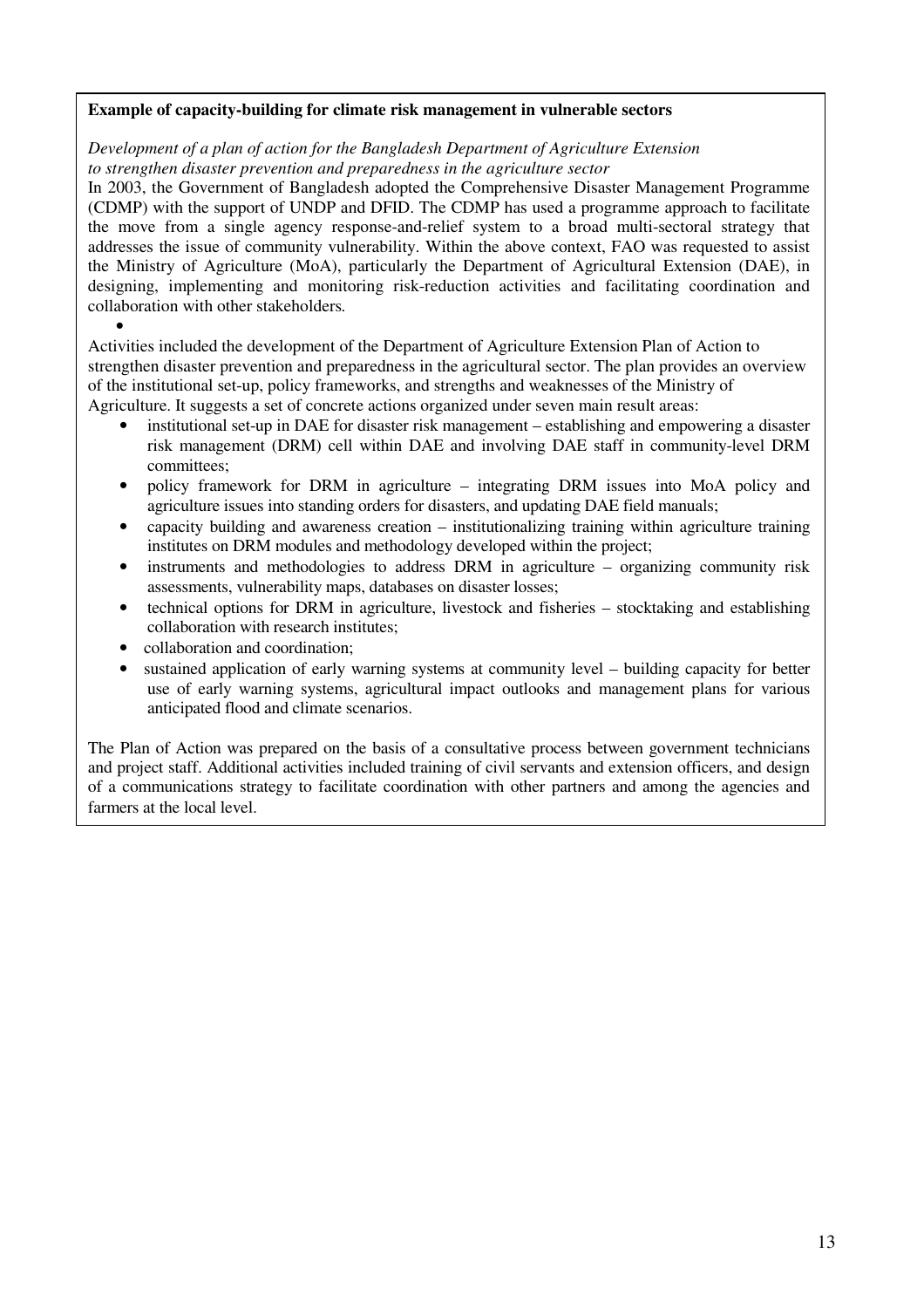**Example of capacity-building for climate risk management in vulnerable sectors**

*Development of a plan of action for the Bangladesh Department of Agriculture Extension to strengthen disaster prevention and preparedness in the agriculture sector*

In 2003, the Government of Bangladesh adopted the Comprehensive Disaster Management Programme (CDMP) with the support of UNDP and DFID. The CDMP has used a programme approach to facilitate the move from a single agency response-and-relief system to a broad multi-sectoral strategy that addresses the issue of community vulnerability. Within the above context, FAO was requested to assist the Ministry of Agriculture (MoA), particularly the Department of Agricultural Extension (DAE), in designing, implementing and monitoring risk-reduction activities and facilitating coordination and collaboration with other stakeholders.

Activities included the development of the Department of Agriculture Extension Plan of Action to strengthen disaster prevention and preparedness in the agricultural sector. The plan provides an overview of the institutional set-up, policy frameworks, and strengths and weaknesses of the Ministry of Agriculture. It suggests a set of concrete actions organized under seven main result areas:

- institutional set-up in DAE for disaster risk management – establishing and empowering a disaster risk management (DRM) cell within DAE and involving DAE staff in community-level DRM committees;
- policy framework for DRM in agriculture – integrating DRM issues into MoA policy and agriculture issues into standing orders for disasters, and updating DAE field manuals;
- capacity building and awareness creation – institutionalizing training within agriculture training institutes on DRM modules and methodology developed within the project;
- instruments and methodologies to address DRM in agriculture – organizing community risk assessments, vulnerability maps, databases on disaster losses;
- technical options for DRM in agriculture, livestock and fisheries – stocktaking and establishing collaboration with research institutes;
- collaboration and coordination;
- sustained application of early warning systems at community level – building capacity for better use of early warning systems, agricultural impact outlooks and management plans for various anticipated flood and climate scenarios.

The Plan of Action was prepared on the basis of a consultative process between government technicians and project staff. Additional activities included training of civil servants and extension officers, and design of a communications strategy to facilitate coordination with other partners and among the agencies and farmers at the local level.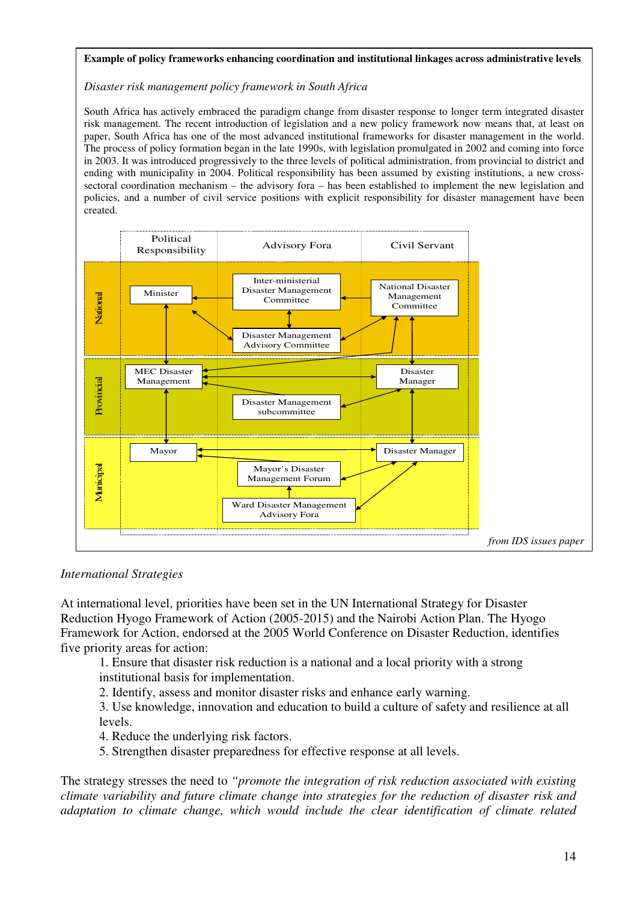**Example of policy frameworks enhancing coordination and institutional linkages across administrative levels**

*Disaster risk management policy framework in South Africa*

South Africa has actively embraced the paradigm change from disaster response to longer term integrated disaster risk management. The recent introduction of legislation and a new policy framework now means that, at least on paper, South Africa has one of the most advanced institutional frameworks for disaster management in the world. The process of policy formation began in the late 1990s, with legislation promulgated in 2002 and coming into force in 2003. It was introduced progressively to the three levels of political administration, from provincial to district and ending with municipality in 2004. Political responsibility has been assumed by existing institutions, a new cross-sectoral coordination mechanism – the advisory fora – has been established to implement the new legislation and policies, and a number of civil service positions with explicit responsibility for disaster management have been created.

| | Political Responsibility | Advisory Fora | Civil Servant |
|---|---|---|---|
| National | Minister | Inter-ministerial Disaster Management Committee; Disaster Management Advisory Committee | National Disaster Management Committee |
| Provincial | MEC Disaster Management | Disaster Management subcommittee | Disaster Manager |
| Municipal | Mayor | Mayor's Disaster Management Forum; Ward Disaster Management Advisory Fora | Disaster Manager |

*from IDS issues paper*

*International Strategies*

At international level, priorities have been set in the UN International Strategy for Disaster Reduction Hyogo Framework of Action (2005-2015) and the Nairobi Action Plan. The Hyogo Framework for Action, endorsed at the 2005 World Conference on Disaster Reduction, identifies five priority areas for action:

1. Ensure that disaster risk reduction is a national and a local priority with a strong institutional basis for implementation.
2. Identify, assess and monitor disaster risks and enhance early warning.
3. Use knowledge, innovation and education to build a culture of safety and resilience at all levels.
4. Reduce the underlying risk factors.
5. Strengthen disaster preparedness for effective response at all levels.

The strategy stresses the need to *"promote the integration of risk reduction associated with existing climate variability and future climate change into strategies for the reduction of disaster risk and adaptation to climate change, which would include the clear identification of climate related*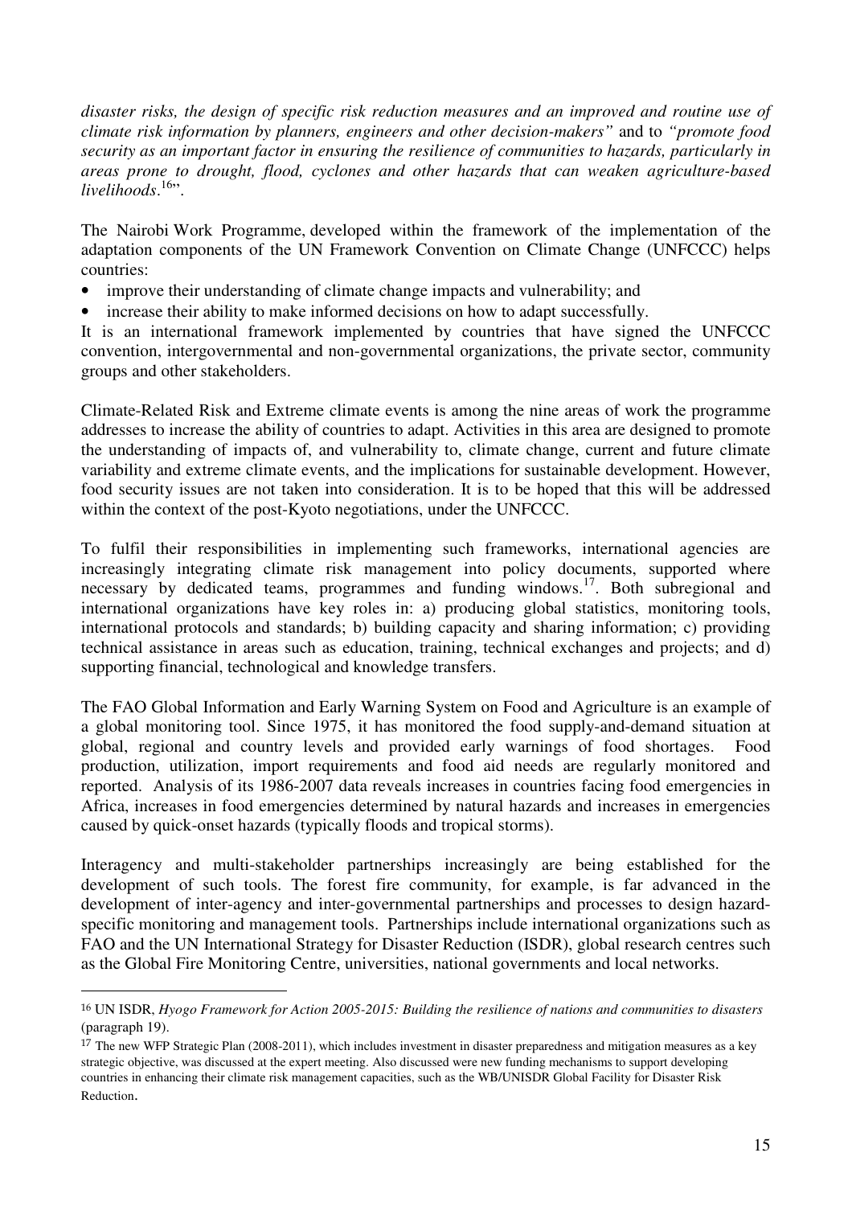*disaster risks, the design of specific risk reduction measures and an improved and routine use of climate risk information by planners, engineers and other decision-makers"* and to *"promote food security as an important factor in ensuring the resilience of communities to hazards, particularly in areas prone to drought, flood, cyclones and other hazards that can weaken agriculture-based livelihoods*.[16]".

The Nairobi Work Programme, developed within the framework of the implementation of the adaptation components of the UN Framework Convention on Climate Change (UNFCCC) helps countries:

- improve their understanding of climate change impacts and vulnerability; and
- increase their ability to make informed decisions on how to adapt successfully.

It is an international framework implemented by countries that have signed the UNFCCC convention, intergovernmental and non-governmental organizations, the private sector, community groups and other stakeholders.

Climate-Related Risk and Extreme climate events is among the nine areas of work the programme addresses to increase the ability of countries to adapt. Activities in this area are designed to promote the understanding of impacts of, and vulnerability to, climate change, current and future climate variability and extreme climate events, and the implications for sustainable development. However, food security issues are not taken into consideration. It is to be hoped that this will be addressed within the context of the post-Kyoto negotiations, under the UNFCCC.

To fulfil their responsibilities in implementing such frameworks, international agencies are increasingly integrating climate risk management into policy documents, supported where necessary by dedicated teams, programmes and funding windows.[17]. Both subregional and international organizations have key roles in: a) producing global statistics, monitoring tools, international protocols and standards; b) building capacity and sharing information; c) providing technical assistance in areas such as education, training, technical exchanges and projects; and d) supporting financial, technological and knowledge transfers.

The FAO Global Information and Early Warning System on Food and Agriculture is an example of a global monitoring tool. Since 1975, it has monitored the food supply-and-demand situation at global, regional and country levels and provided early warnings of food shortages. Food production, utilization, import requirements and food aid needs are regularly monitored and reported. Analysis of its 1986-2007 data reveals increases in countries facing food emergencies in Africa, increases in food emergencies determined by natural hazards and increases in emergencies caused by quick-onset hazards (typically floods and tropical storms).

Interagency and multi-stakeholder partnerships increasingly are being established for the development of such tools. The forest fire community, for example, is far advanced in the development of inter-agency and inter-governmental partnerships and processes to design hazard-specific monitoring and management tools. Partnerships include international organizations such as FAO and the UN International Strategy for Disaster Reduction (ISDR), global research centres such as the Global Fire Monitoring Centre, universities, national governments and local networks.

---

[16] UN ISDR, *Hyogo Framework for Action 2005-2015: Building the resilience of nations and communities to disasters* (paragraph 19).

[17] The new WFP Strategic Plan (2008-2011), which includes investment in disaster preparedness and mitigation measures as a key strategic objective, was discussed at the expert meeting. Also discussed were new funding mechanisms to support developing countries in enhancing their climate risk management capacities, such as the WB/UNISDR Global Facility for Disaster Risk Reduction.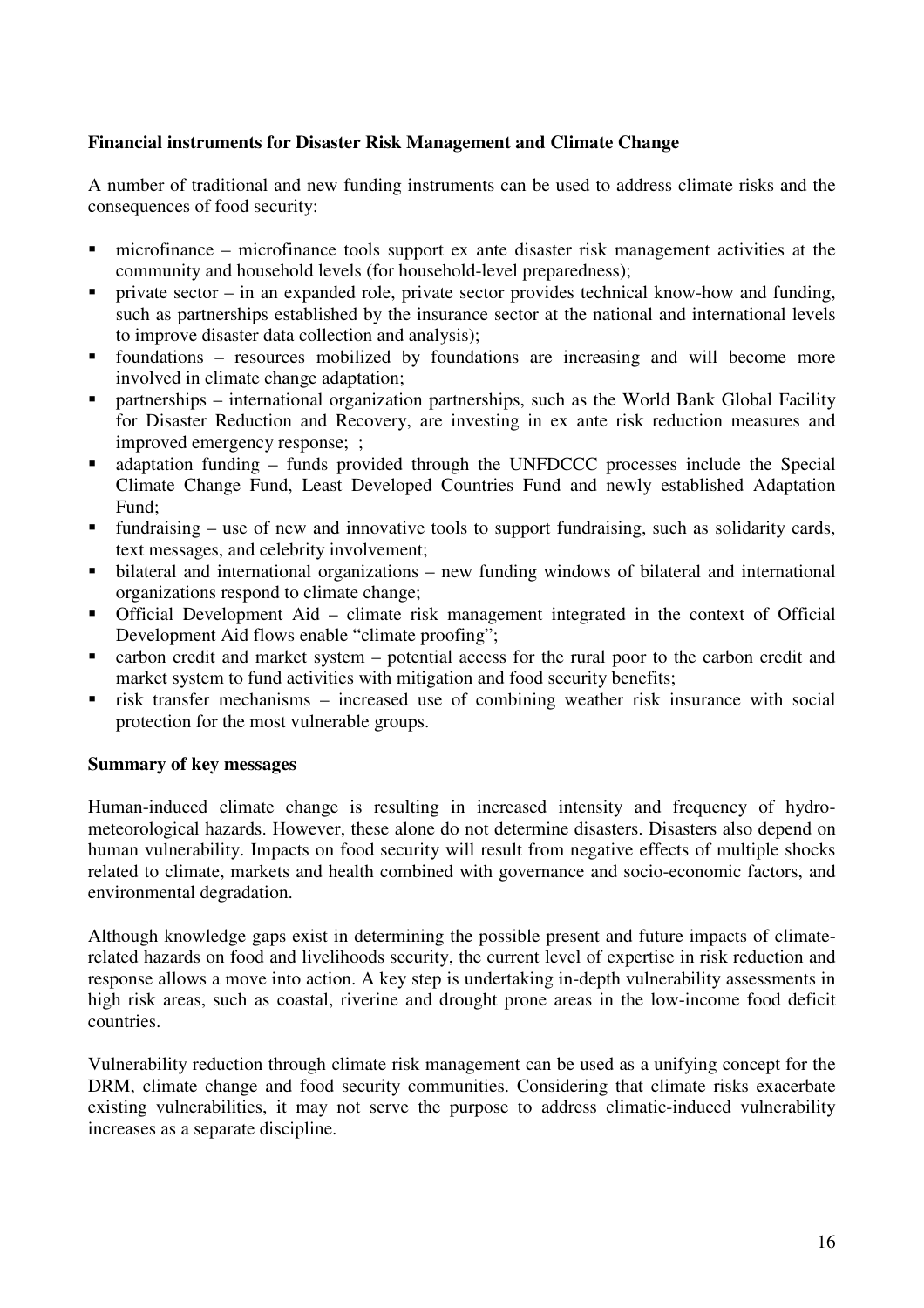**Financial instruments for Disaster Risk Management and Climate Change**

A number of traditional and new funding instruments can be used to address climate risks and the consequences of food security:

- microfinance – microfinance tools support ex ante disaster risk management activities at the community and household levels (for household-level preparedness);
- private sector – in an expanded role, private sector provides technical know-how and funding, such as partnerships established by the insurance sector at the national and international levels to improve disaster data collection and analysis);
- foundations – resources mobilized by foundations are increasing and will become more involved in climate change adaptation;
- partnerships – international organization partnerships, such as the World Bank Global Facility for Disaster Reduction and Recovery, are investing in ex ante risk reduction measures and improved emergency response; ;
- adaptation funding – funds provided through the UNFDCCC processes include the Special Climate Change Fund, Least Developed Countries Fund and newly established Adaptation Fund;
- fundraising – use of new and innovative tools to support fundraising, such as solidarity cards, text messages, and celebrity involvement;
- bilateral and international organizations – new funding windows of bilateral and international organizations respond to climate change;
- Official Development Aid – climate risk management integrated in the context of Official Development Aid flows enable "climate proofing";
- carbon credit and market system – potential access for the rural poor to the carbon credit and market system to fund activities with mitigation and food security benefits;
- risk transfer mechanisms – increased use of combining weather risk insurance with social protection for the most vulnerable groups.

**Summary of key messages**

Human-induced climate change is resulting in increased intensity and frequency of hydro-meteorological hazards. However, these alone do not determine disasters. Disasters also depend on human vulnerability. Impacts on food security will result from negative effects of multiple shocks related to climate, markets and health combined with governance and socio-economic factors, and environmental degradation.

Although knowledge gaps exist in determining the possible present and future impacts of climate-related hazards on food and livelihoods security, the current level of expertise in risk reduction and response allows a move into action. A key step is undertaking in-depth vulnerability assessments in high risk areas, such as coastal, riverine and drought prone areas in the low-income food deficit countries.

Vulnerability reduction through climate risk management can be used as a unifying concept for the DRM, climate change and food security communities. Considering that climate risks exacerbate existing vulnerabilities, it may not serve the purpose to address climatic-induced vulnerability increases as a separate discipline.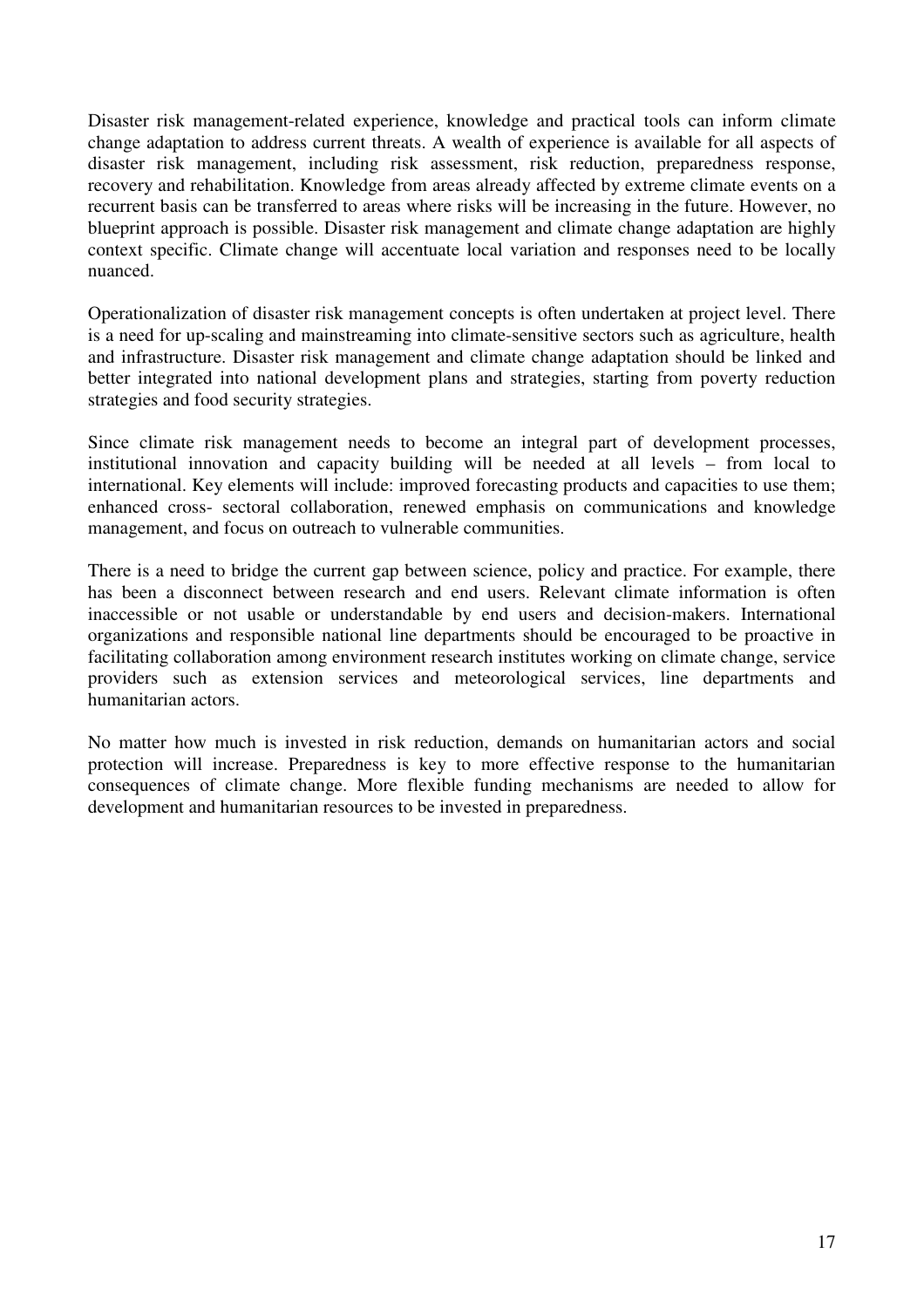Disaster risk management-related experience, knowledge and practical tools can inform climate change adaptation to address current threats. A wealth of experience is available for all aspects of disaster risk management, including risk assessment, risk reduction, preparedness response, recovery and rehabilitation. Knowledge from areas already affected by extreme climate events on a recurrent basis can be transferred to areas where risks will be increasing in the future. However, no blueprint approach is possible. Disaster risk management and climate change adaptation are highly context specific. Climate change will accentuate local variation and responses need to be locally nuanced.

Operationalization of disaster risk management concepts is often undertaken at project level. There is a need for up-scaling and mainstreaming into climate-sensitive sectors such as agriculture, health and infrastructure. Disaster risk management and climate change adaptation should be linked and better integrated into national development plans and strategies, starting from poverty reduction strategies and food security strategies.

Since climate risk management needs to become an integral part of development processes, institutional innovation and capacity building will be needed at all levels – from local to international. Key elements will include: improved forecasting products and capacities to use them; enhanced cross- sectoral collaboration, renewed emphasis on communications and knowledge management, and focus on outreach to vulnerable communities.

There is a need to bridge the current gap between science, policy and practice. For example, there has been a disconnect between research and end users. Relevant climate information is often inaccessible or not usable or understandable by end users and decision-makers. International organizations and responsible national line departments should be encouraged to be proactive in facilitating collaboration among environment research institutes working on climate change, service providers such as extension services and meteorological services, line departments and humanitarian actors.

No matter how much is invested in risk reduction, demands on humanitarian actors and social protection will increase. Preparedness is key to more effective response to the humanitarian consequences of climate change. More flexible funding mechanisms are needed to allow for development and humanitarian resources to be invested in preparedness.